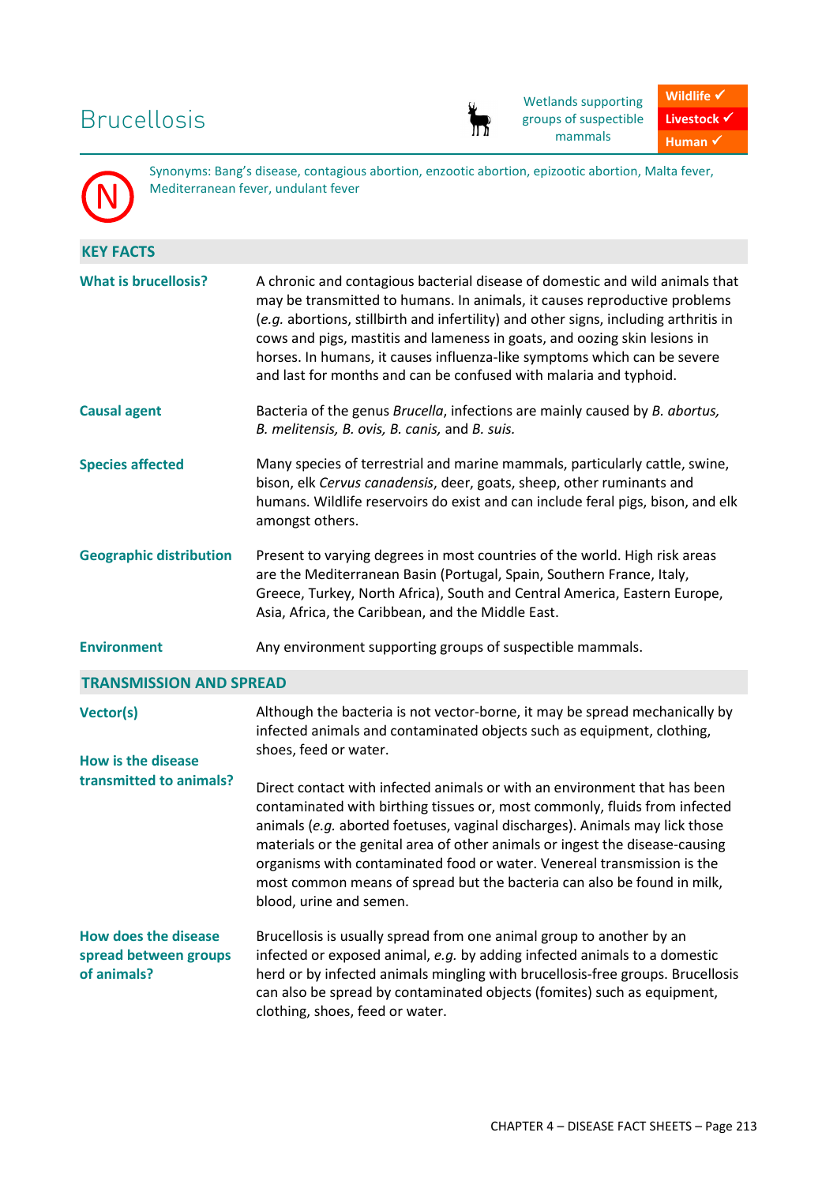# Brucellosis

Wetlands supporting groups of susceptible mammals

**Wildlife ✓**
**Livestock ✓**
**Human ✓**

(N)

Synonyms: Bang's disease, contagious abortion, enzootic abortion, epizootic abortion, Malta fever, Mediterranean fever, undulant fever

## KEY FACTS

| | |
|---|---|
| **What is brucellosis?** | A chronic and contagious bacterial disease of domestic and wild animals that may be transmitted to humans. In animals, it causes reproductive problems (*e.g.* abortions, stillbirth and infertility) and other signs, including arthritis in cows and pigs, mastitis and lameness in goats, and oozing skin lesions in horses. In humans, it causes influenza-like symptoms which can be severe and last for months and can be confused with malaria and typhoid. |
| **Causal agent** | Bacteria of the genus *Brucella*, infections are mainly caused by *B. abortus, B. melitensis, B. ovis, B. canis,* and *B. suis.* |
| **Species affected** | Many species of terrestrial and marine mammals, particularly cattle, swine, bison, elk *Cervus canadensis*, deer, goats, sheep, other ruminants and humans. Wildlife reservoirs do exist and can include feral pigs, bison, and elk amongst others. |
| **Geographic distribution** | Present to varying degrees in most countries of the world. High risk areas are the Mediterranean Basin (Portugal, Spain, Southern France, Italy, Greece, Turkey, North Africa), South and Central America, Eastern Europe, Asia, Africa, the Caribbean, and the Middle East. |
| **Environment** | Any environment supporting groups of susceptible mammals. |

## TRANSMISSION AND SPREAD

| | |
|---|---|
| **Vector(s)** | Although the bacteria is not vector-borne, it may be spread mechanically by infected animals and contaminated objects such as equipment, clothing, shoes, feed or water. |
| **How is the disease transmitted to animals?** | Direct contact with infected animals or with an environment that has been contaminated with birthing tissues or, most commonly, fluids from infected animals (*e.g.* aborted foetuses, vaginal discharges). Animals may lick those materials or the genital area of other animals or ingest the disease-causing organisms with contaminated food or water. Venereal transmission is the most common means of spread but the bacteria can also be found in milk, blood, urine and semen. |
| **How does the disease spread between groups of animals?** | Brucellosis is usually spread from one animal group to another by an infected or exposed animal, *e.g.* by adding infected animals to a domestic herd or by infected animals mingling with brucellosis-free groups. Brucellosis can also be spread by contaminated objects (fomites) such as equipment, clothing, shoes, feed or water. |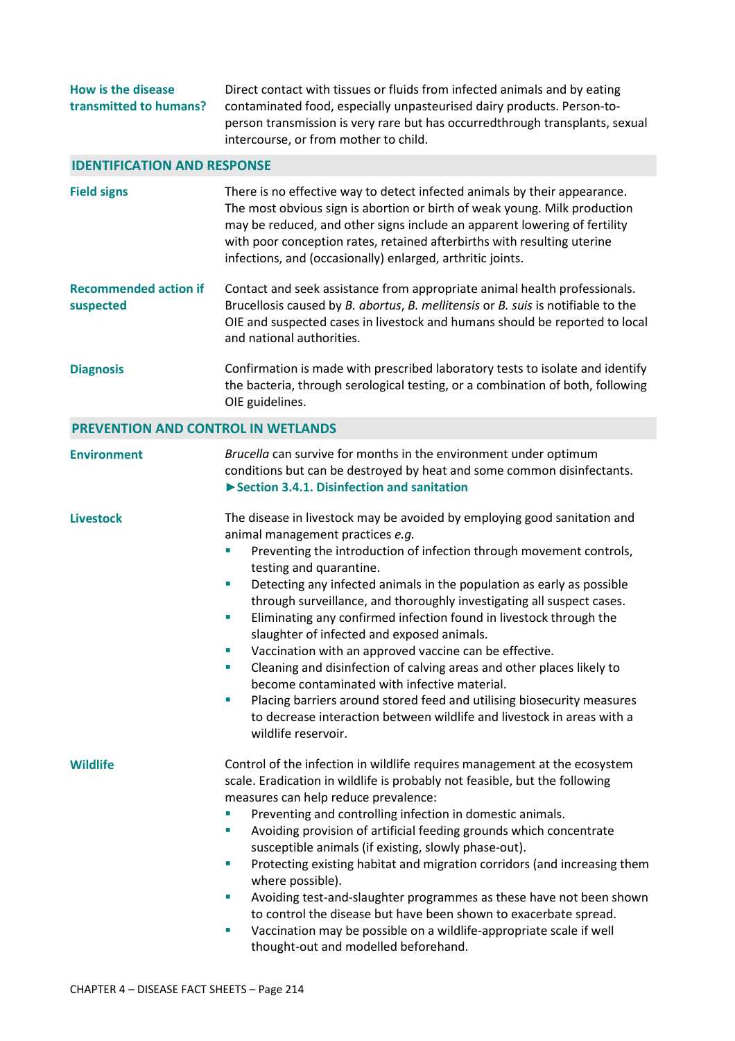**How is the disease transmitted to humans?**

Direct contact with tissues or fluids from infected animals and by eating contaminated food, especially unpasteurised dairy products. Person-to-person transmission is very rare but has occurredthrough transplants, sexual intercourse, or from mother to child.

## IDENTIFICATION AND RESPONSE

**Field signs**

There is no effective way to detect infected animals by their appearance. The most obvious sign is abortion or birth of weak young. Milk production may be reduced, and other signs include an apparent lowering of fertility with poor conception rates, retained afterbirths with resulting uterine infections, and (occasionally) enlarged, arthritic joints.

**Recommended action if suspected**

Contact and seek assistance from appropriate animal health professionals. Brucellosis caused by *B. abortus*, *B. mellitensis* or *B. suis* is notifiable to the OIE and suspected cases in livestock and humans should be reported to local and national authorities.

**Diagnosis**

Confirmation is made with prescribed laboratory tests to isolate and identify the bacteria, through serological testing, or a combination of both, following OIE guidelines.

## PREVENTION AND CONTROL IN WETLANDS

**Environment**

*Brucella* can survive for months in the environment under optimum conditions but can be destroyed by heat and some common disinfectants.
**►Section 3.4.1. Disinfection and sanitation**

**Livestock**

The disease in livestock may be avoided by employing good sanitation and animal management practices *e.g.*

- Preventing the introduction of infection through movement controls, testing and quarantine.
- Detecting any infected animals in the population as early as possible through surveillance, and thoroughly investigating all suspect cases.
- Eliminating any confirmed infection found in livestock through the slaughter of infected and exposed animals.
- Vaccination with an approved vaccine can be effective.
- Cleaning and disinfection of calving areas and other places likely to become contaminated with infective material.
- Placing barriers around stored feed and utilising biosecurity measures to decrease interaction between wildlife and livestock in areas with a wildlife reservoir.

**Wildlife**

Control of the infection in wildlife requires management at the ecosystem scale. Eradication in wildlife is probably not feasible, but the following measures can help reduce prevalence:

- Preventing and controlling infection in domestic animals.
- Avoiding provision of artificial feeding grounds which concentrate susceptible animals (if existing, slowly phase-out).
- Protecting existing habitat and migration corridors (and increasing them where possible).
- Avoiding test-and-slaughter programmes as these have not been shown to control the disease but have been shown to exacerbate spread.
- Vaccination may be possible on a wildlife-appropriate scale if well thought-out and modelled beforehand.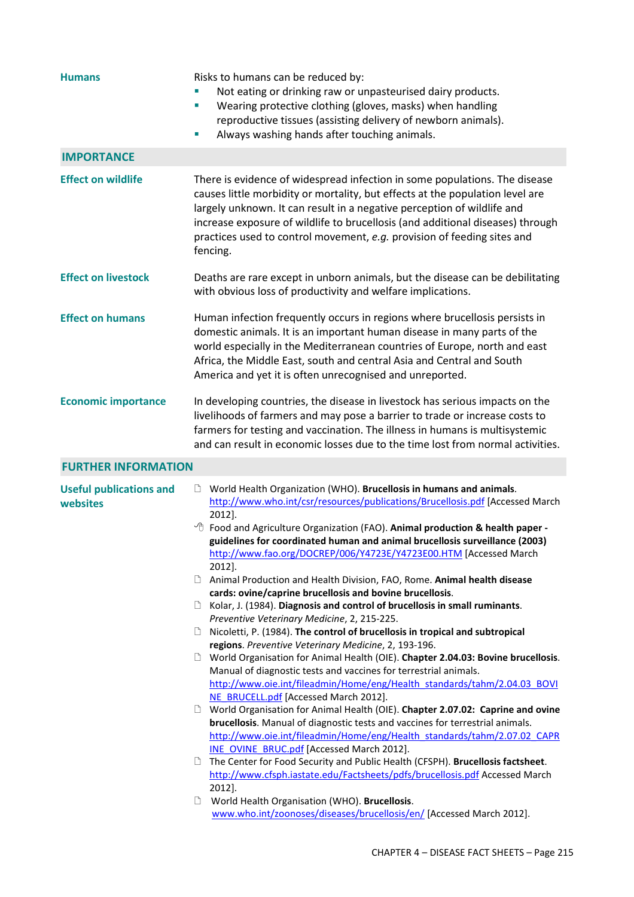**Humans**

Risks to humans can be reduced by:

- Not eating or drinking raw or unpasteurised dairy products.
- Wearing protective clothing (gloves, masks) when handling reproductive tissues (assisting delivery of newborn animals).
- Always washing hands after touching animals.

## IMPORTANCE

**Effect on wildlife**

There is evidence of widespread infection in some populations. The disease causes little morbidity or mortality, but effects at the population level are largely unknown. It can result in a negative perception of wildlife and increase exposure of wildlife to brucellosis (and additional diseases) through practices used to control movement, *e.g.* provision of feeding sites and fencing.

**Effect on livestock**

Deaths are rare except in unborn animals, but the disease can be debilitating with obvious loss of productivity and welfare implications.

**Effect on humans**

Human infection frequently occurs in regions where brucellosis persists in domestic animals. It is an important human disease in many parts of the world especially in the Mediterranean countries of Europe, north and east Africa, the Middle East, south and central Asia and Central and South America and yet it is often unrecognised and unreported.

**Economic importance**

In developing countries, the disease in livestock has serious impacts on the livelihoods of farmers and may pose a barrier to trade or increase costs to farmers for testing and vaccination. The illness in humans is multisystemic and can result in economic losses due to the time lost from normal activities.

## FURTHER INFORMATION

**Useful publications and websites**

- World Health Organization (WHO). **Brucellosis in humans and animals**. http://www.who.int/csr/resources/publications/Brucellosis.pdf [Accessed March 2012].
- Food and Agriculture Organization (FAO). **Animal production & health paper - guidelines for coordinated human and animal brucellosis surveillance (2003)** http://www.fao.org/DOCREP/006/Y4723E/Y4723E00.HTM [Accessed March 2012].
- Animal Production and Health Division, FAO, Rome. **Animal health disease cards: ovine/caprine brucellosis and bovine brucellosis**.
- Kolar, J. (1984). **Diagnosis and control of brucellosis in small ruminants**. *Preventive Veterinary Medicine*, 2, 215-225.
- Nicoletti, P. (1984). **The control of brucellosis in tropical and subtropical regions**. *Preventive Veterinary Medicine*, 2, 193-196.
- World Organisation for Animal Health (OIE). **Chapter 2.04.03: Bovine brucellosis**. Manual of diagnostic tests and vaccines for terrestrial animals. http://www.oie.int/fileadmin/Home/eng/Health_standards/tahm/2.04.03_BOVINE_BRUCELL.pdf [Accessed March 2012].
- World Organisation for Animal Health (OIE). **Chapter 2.07.02: Caprine and ovine brucellosis**. Manual of diagnostic tests and vaccines for terrestrial animals. http://www.oie.int/fileadmin/Home/eng/Health_standards/tahm/2.07.02_CAPRINE_OVINE_BRUC.pdf [Accessed March 2012].
- The Center for Food Security and Public Health (CFSPH). **Brucellosis factsheet**. http://www.cfsph.iastate.edu/Factsheets/pdfs/brucellosis.pdf Accessed March 2012].
- World Health Organisation (WHO). **Brucellosis**. www.who.int/zoonoses/diseases/brucellosis/en/ [Accessed March 2012].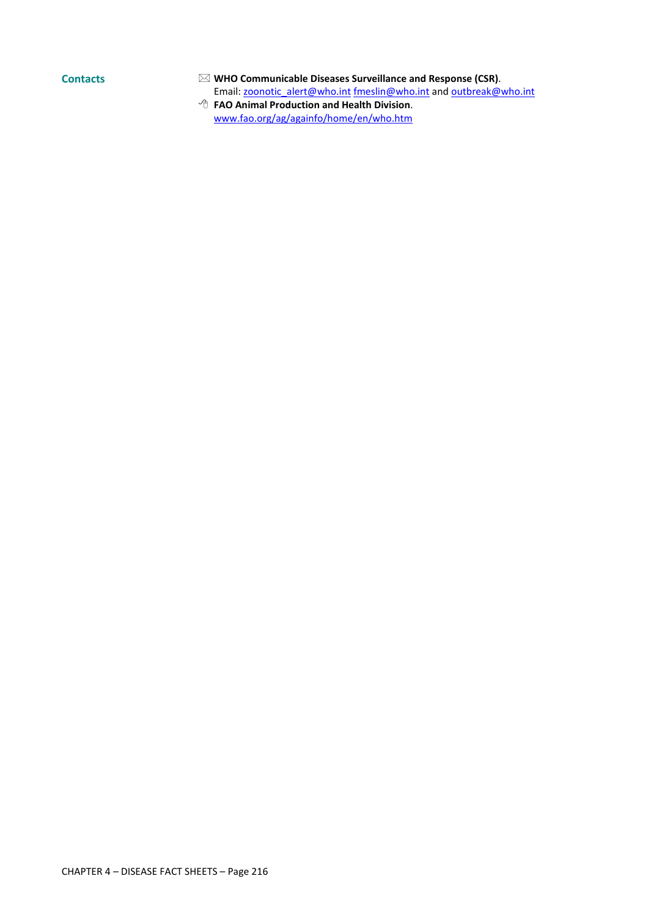**Contacts**

✉ **WHO Communicable Diseases Surveillance and Response (CSR)**.
Email: zoonotic_alert@who.int fmeslin@who.int and outbreak@who.int

**FAO Animal Production and Health Division**.
www.fao.org/ag/againfo/home/en/who.htm